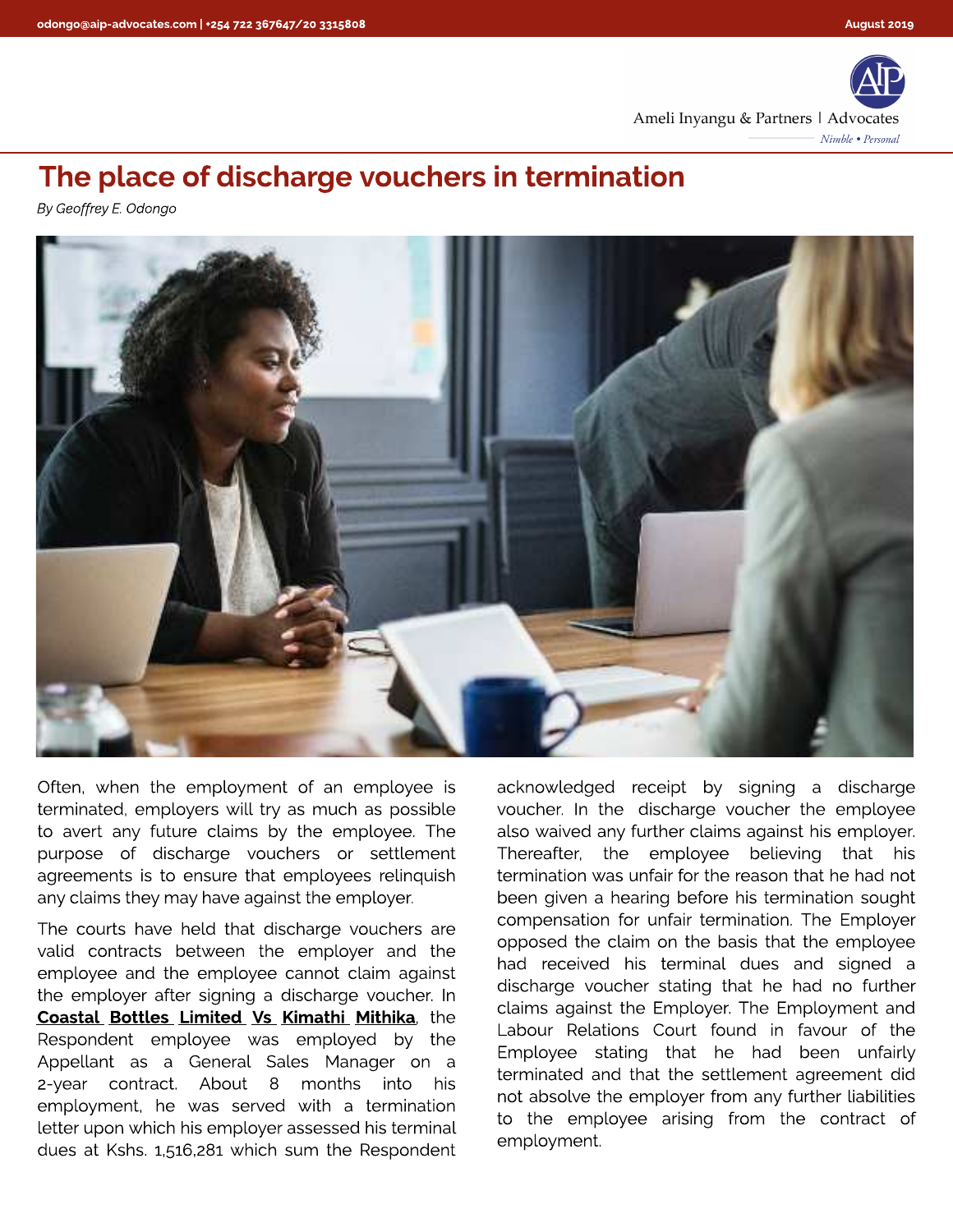# The place of discharge vouchers in termination

*By Geoffrey E. Odongo*

Often, when the employment of an employee is terminated, employers will try as much as possible to avert any future claims by the employee. The purpose of discharge vouchers or settlement agreements is to ensure that employees relinquish any claims they may have against the employer.

The courts have held that discharge vouchers are valid contracts between the employer and the employee and the employee cannot claim against the employer after signing a discharge voucher. In **Coastal Bottles Limited Vs Kimathi Mithika**, the Respondent employee was employed by the Appellant as a General Sales Manager on a 2-year contract. About 8 months into his employment, he was served with a termination letter upon which his employer assessed his terminal dues at Kshs. 1,516,281 which sum the Respondent acknowledged receipt by signing a discharge voucher. In the discharge voucher the employee also waived any further claims against his employer. Thereafter, the employee believing that his termination was unfair for the reason that he had not been given a hearing before his termination sought compensation for unfair termination. The Employer opposed the claim on the basis that the employee had received his terminal dues and signed a discharge voucher stating that he had no further claims against the Employer. The Employment and Labour Relations Court found in favour of the Employee stating that he had been unfairly terminated and that the settlement agreement did not absolve the employer from any further liabilities to the employee arising from the contract of employment.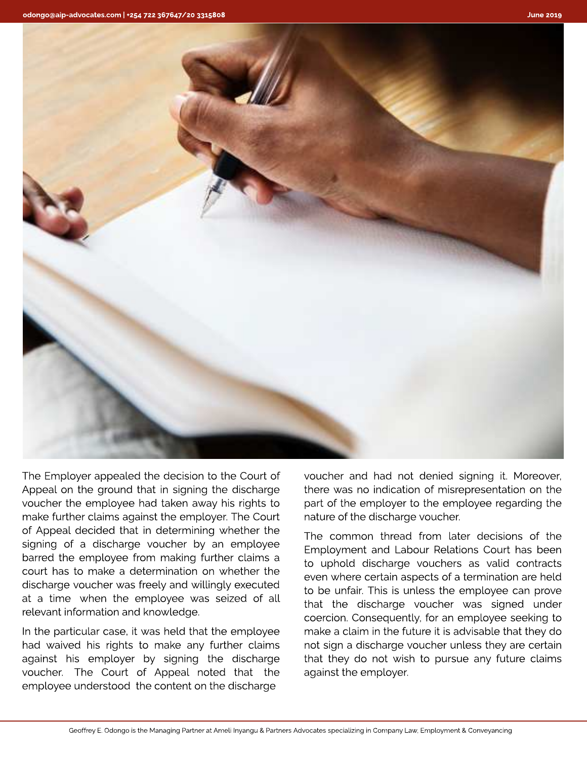The Employer appealed the decision to the Court of Appeal on the ground that in signing the discharge voucher the employee had taken away his rights to make further claims against the employer. The Court of Appeal decided that in determining whether the signing of a discharge voucher by an employee barred the employee from making further claims a court has to make a determination on whether the discharge voucher was freely and willingly executed at a time when the employee was seized of all relevant information and knowledge.

In the particular case, it was held that the employee had waived his rights to make any further claims against his employer by signing the discharge voucher. The Court of Appeal noted that the employee understood the content on the discharge voucher and had not denied signing it. Moreover, there was no indication of misrepresentation on the part of the employer to the employee regarding the nature of the discharge voucher.

The common thread from later decisions of the Employment and Labour Relations Court has been to uphold discharge vouchers as valid contracts even where certain aspects of a termination are held to be unfair. This is unless the employee can prove that the discharge voucher was signed under coercion. Consequently, for an employee seeking to make a claim in the future it is advisable that they do not sign a discharge voucher unless they are certain that they do not wish to pursue any future claims against the employer.

Geoffrey E. Odongo is the Managing Partner at Ameli Inyangu & Partners Advocates specializing in Company Law, Employment & Conveyancing